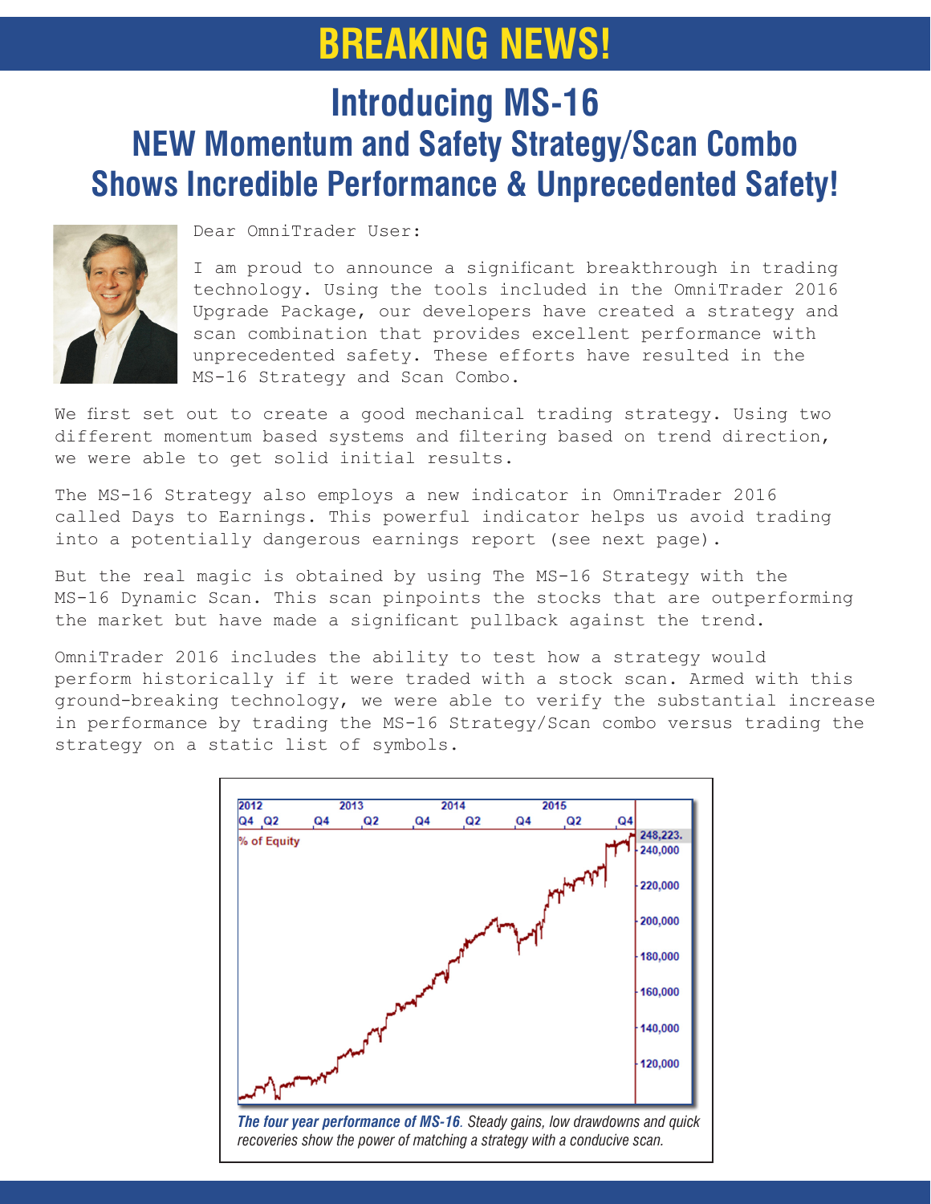# BREAKING NEWS!

## Introducing MS-16

## NEW Momentum and Safety Strategy/Scan Combo Shows Incredible Performance & Unprecedented Safety!

Dear OmniTrader User:

I am proud to announce a significant breakthrough in trading technology. Using the tools included in the OmniTrader 2016 Upgrade Package, our developers have created a strategy and scan combination that provides excellent performance with unprecedented safety. These efforts have resulted in the MS-16 Strategy and Scan Combo.

We first set out to create a good mechanical trading strategy. Using two different momentum based systems and filtering based on trend direction, we were able to get solid initial results.

The MS-16 Strategy also employs a new indicator in OmniTrader 2016 called Days to Earnings. This powerful indicator helps us avoid trading into a potentially dangerous earnings report (see next page).

But the real magic is obtained by using The MS-16 Strategy with the MS-16 Dynamic Scan. This scan pinpoints the stocks that are outperforming the market but have made a significant pullback against the trend.

OmniTrader 2016 includes the ability to test how a strategy would perform historically if it were traded with a stock scan. Armed with this ground-breaking technology, we were able to verify the substantial increase in performance by trading the MS-16 Strategy/Scan combo versus trading the strategy on a static list of symbols.

***The four year performance of MS-16***. *Steady gains, low drawdowns and quick recoveries show the power of matching a strategy with a conducive scan.*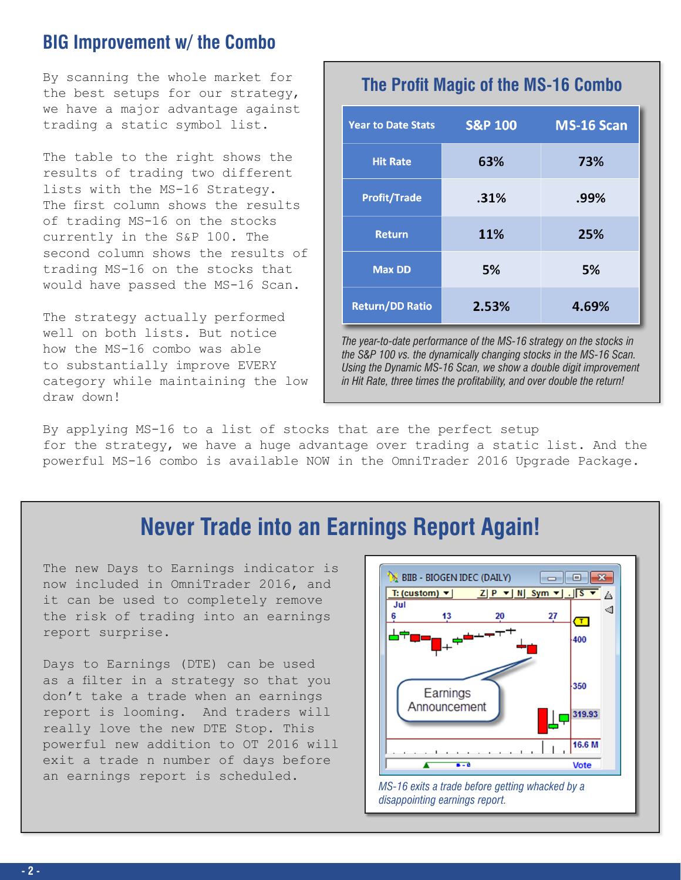## BIG Improvement w/ the Combo

By scanning the whole market for the best setups for our strategy, we have a major advantage against trading a static symbol list.

The table to the right shows the results of trading two different lists with the MS-16 Strategy. The first column shows the results of trading MS-16 on the stocks currently in the S&P 100. The second column shows the results of trading MS-16 on the stocks that would have passed the MS-16 Scan.

The strategy actually performed well on both lists. But notice how the MS-16 combo was able to substantially improve EVERY category while maintaining the low draw down!

### The Profit Magic of the MS-16 Combo

| Year to Date Stats | S&P 100 | MS-16 Scan |
|---|---|---|
| Hit Rate | 63% | 73% |
| Profit/Trade | .31% | .99% |
| Return | 11% | 25% |
| Max DD | 5% | 5% |
| Return/DD Ratio | 2.53% | 4.69% |

*The year-to-date performance of the MS-16 strategy on the stocks in the S&P 100 vs. the dynamically changing stocks in the MS-16 Scan. Using the Dynamic MS-16 Scan, we show a double digit improvement in Hit Rate, three times the profitability, and over double the return!*

By applying MS-16 to a list of stocks that are the perfect setup for the strategy, we have a huge advantage over trading a static list. And the powerful MS-16 combo is available NOW in the OmniTrader 2016 Upgrade Package.

## Never Trade into an Earnings Report Again!

The new Days to Earnings indicator is now included in OmniTrader 2016, and it can be used to completely remove the risk of trading into an earnings report surprise.

Days to Earnings (DTE) can be used as a filter in a strategy so that you don't take a trade when an earnings report is looming. And traders will really love the new DTE Stop. This powerful new addition to OT 2016 will exit a trade n number of days before an earnings report is scheduled.

*MS-16 exits a trade before getting whacked by a disappointing earnings report.*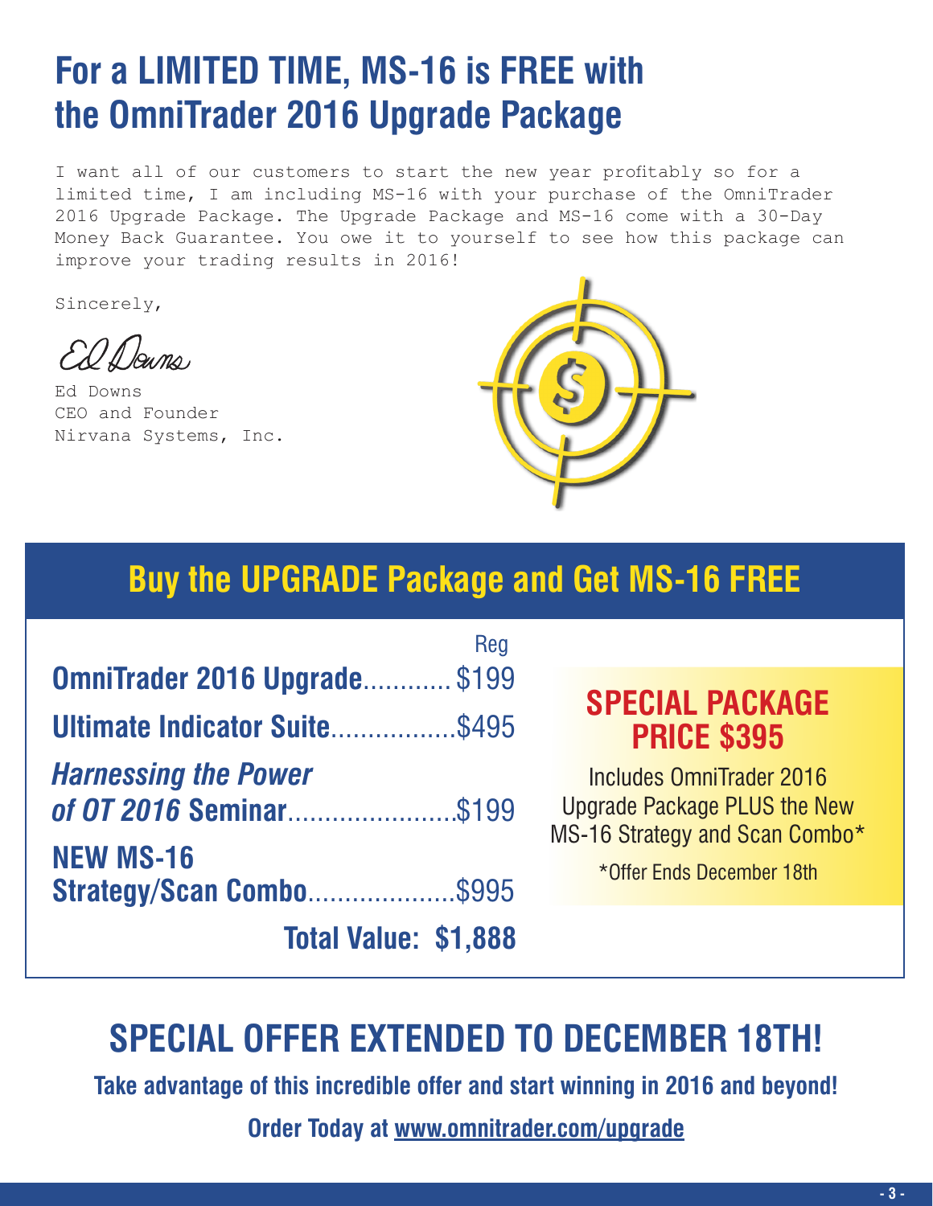# For a LIMITED TIME, MS-16 is FREE with the OmniTrader 2016 Upgrade Package

I want all of our customers to start the new year profitably so for a limited time, I am including MS-16 with your purchase of the OmniTrader 2016 Upgrade Package. The Upgrade Package and MS-16 come with a 30-Day Money Back Guarantee. You owe it to yourself to see how this package can improve your trading results in 2016!

Sincerely,

Ed Downs
CEO and Founder
Nirvana Systems, Inc.

## Buy the UPGRADE Package and Get MS-16 FREE

| | Reg |
|---|---|
| **OmniTrader 2016 Upgrade** | $199 |
| **Ultimate Indicator Suite** | $495 |
| ***Harnessing the Power of OT 2016* Seminar** | $199 |
| **NEW MS-16 Strategy/Scan Combo** | $995 |
| **Total Value:** | **$1,888** |

**SPECIAL PACKAGE PRICE $395**

Includes OmniTrader 2016 Upgrade Package PLUS the New MS-16 Strategy and Scan Combo*

*Offer Ends December 18th

## SPECIAL OFFER EXTENDED TO DECEMBER 18TH!

**Take advantage of this incredible offer and start winning in 2016 and beyond!**

**Order Today at www.omnitrader.com/upgrade**